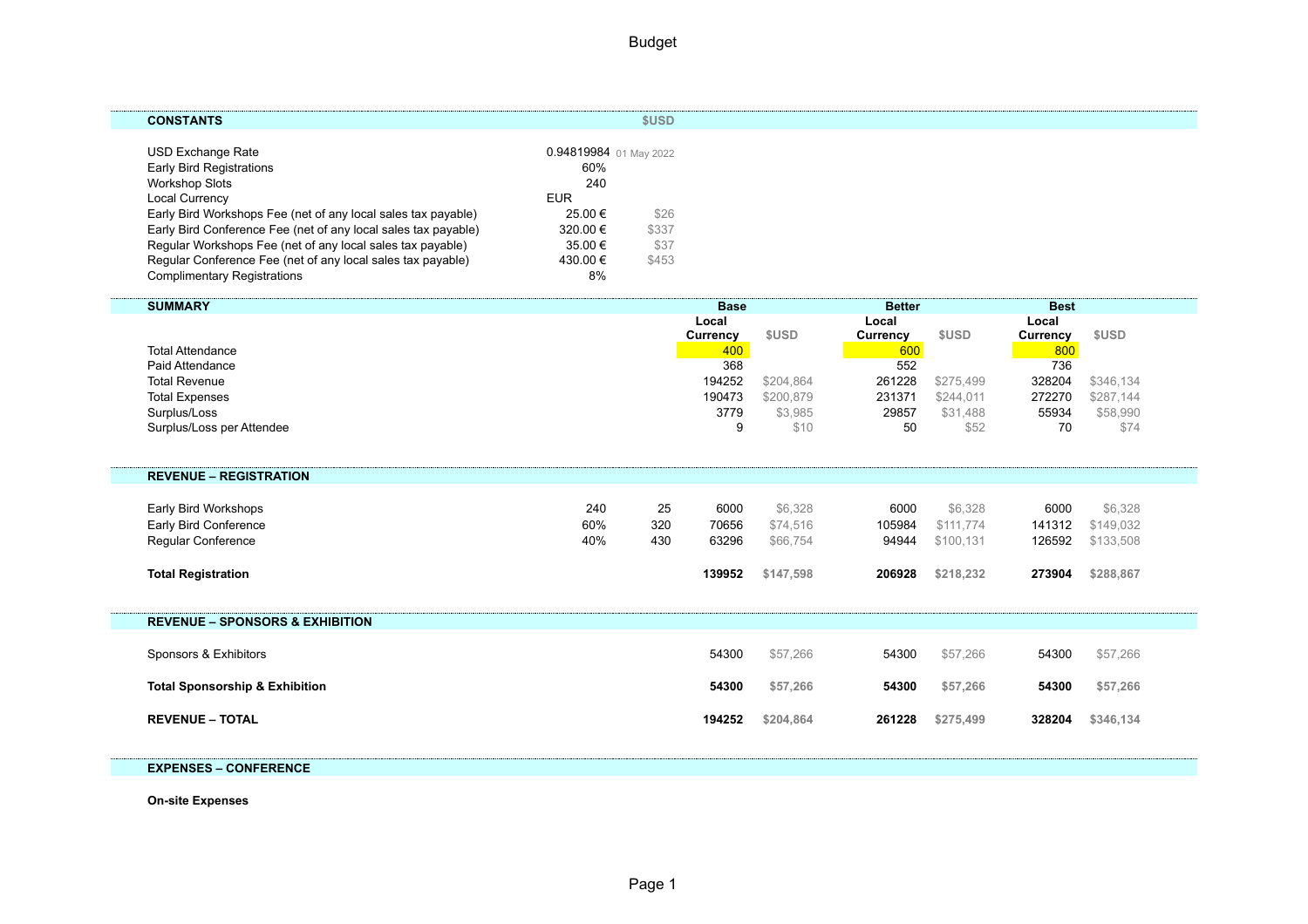# Budget

| CONSTANTS | | $USD |
|---|---|---|
| USD Exchange Rate | 0.94819984 | 01 May 2022 |
| Early Bird Registrations | 60% | |
| Workshop Slots | 240 | |
| Local Currency | EUR | |
| Early Bird Workshops Fee (net of any local sales tax payable) | 25.00 € | $26 |
| Early Bird Conference Fee (net of any local sales tax payable) | 320.00 € | $337 |
| Regular Workshops Fee (net of any local sales tax payable) | 35.00 € | $37 |
| Regular Conference Fee (net of any local sales tax payable) | 430.00 € | $453 |
| Complimentary Registrations | 8% | |

| SUMMARY | Base | | Better | | Best | |
|---|---|---|---|---|---|---|
| | Local Currency | $USD | Local Currency | $USD | Local Currency | $USD |
| Total Attendance | 400 | | 600 | | 800 | |
| Paid Attendance | 368 | | 552 | | 736 | |
| Total Revenue | 194252 | $204,864 | 261228 | $275,499 | 328204 | $346,134 |
| Total Expenses | 190473 | $200,879 | 231371 | $244,011 | 272270 | $287,144 |
| Surplus/Loss | 3779 | $3,985 | 29857 | $31,488 | 55934 | $58,990 |
| Surplus/Loss per Attendee | 9 | $10 | 50 | $52 | 70 | $74 |

| REVENUE – REGISTRATION | | | | | | | | |
|---|---|---|---|---|---|---|---|---|
| Early Bird Workshops | 240 | 25 | 6000 | $6,328 | 6000 | $6,328 | 6000 | $6,328 |
| Early Bird Conference | 60% | 320 | 70656 | $74,516 | 105984 | $111,774 | 141312 | $149,032 |
| Regular Conference | 40% | 430 | 63296 | $66,754 | 94944 | $100,131 | 126592 | $133,508 |
| **Total Registration** | | | **139952** | **$147,598** | **206928** | **$218,232** | **273904** | **$288,867** |

| REVENUE – SPONSORS & EXHIBITION | | | | | | |
|---|---|---|---|---|---|---|
| Sponsors & Exhibitors | 54300 | $57,266 | 54300 | $57,266 | 54300 | $57,266 |
| **Total Sponsorship & Exhibition** | **54300** | **$57,266** | **54300** | **$57,266** | **54300** | **$57,266** |
| **REVENUE – TOTAL** | **194252** | **$204,864** | **261228** | **$275,499** | **328204** | **$346,134** |

## EXPENSES – CONFERENCE

**On-site Expenses**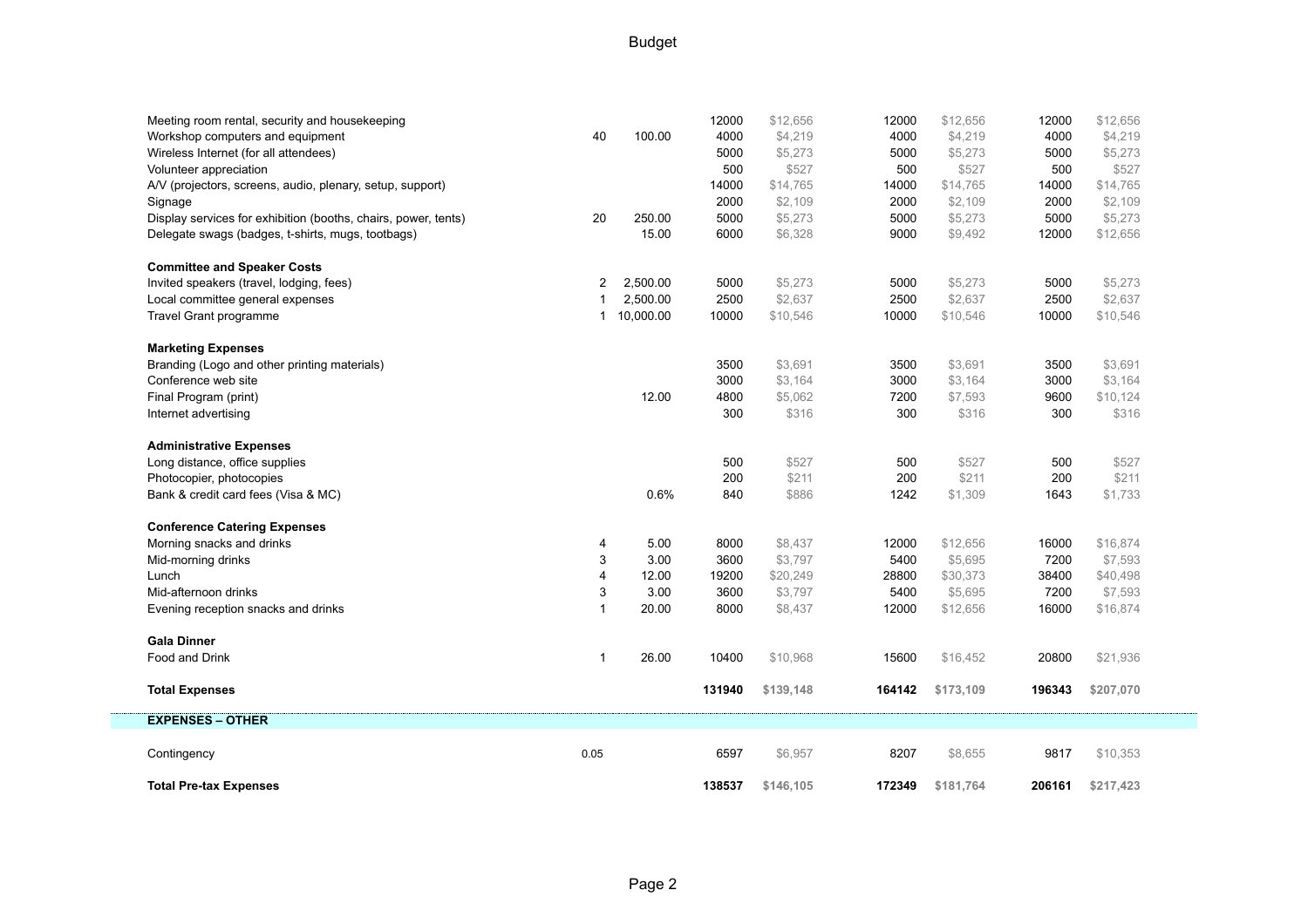| | | | | | | | | |
|---|---|---|---|---|---|---|---|---|
| Meeting room rental, security and housekeeping | | | 12000 | $12,656 | 12000 | $12,656 | 12000 | $12,656 |
| Workshop computers and equipment | 40 | 100.00 | 4000 | $4,219 | 4000 | $4,219 | 4000 | $4,219 |
| Wireless Internet (for all attendees) | | | 5000 | $5,273 | 5000 | $5,273 | 5000 | $5,273 |
| Volunteer appreciation | | | 500 | $527 | 500 | $527 | 500 | $527 |
| A/V (projectors, screens, audio, plenary, setup, support) | | | 14000 | $14,765 | 14000 | $14,765 | 14000 | $14,765 |
| Signage | | | 2000 | $2,109 | 2000 | $2,109 | 2000 | $2,109 |
| Display services for exhibition (booths, chairs, power, tents) | 20 | 250.00 | 5000 | $5,273 | 5000 | $5,273 | 5000 | $5,273 |
| Delegate swags (badges, t-shirts, mugs, tootbags) | | 15.00 | 6000 | $6,328 | 9000 | $9,492 | 12000 | $12,656 |
| | | | | | | | | |
| **Committee and Speaker Costs** | | | | | | | | |
| Invited speakers (travel, lodging, fees) | 2 | 2,500.00 | 5000 | $5,273 | 5000 | $5,273 | 5000 | $5,273 |
| Local committee general expenses | 1 | 2,500.00 | 2500 | $2,637 | 2500 | $2,637 | 2500 | $2,637 |
| Travel Grant programme | 1 | 10,000.00 | 10000 | $10,546 | 10000 | $10,546 | 10000 | $10,546 |
| | | | | | | | | |
| **Marketing Expenses** | | | | | | | | |
| Branding (Logo and other printing materials) | | | 3500 | $3,691 | 3500 | $3,691 | 3500 | $3,691 |
| Conference web site | | | 3000 | $3,164 | 3000 | $3,164 | 3000 | $3,164 |
| Final Program (print) | | 12.00 | 4800 | $5,062 | 7200 | $7,593 | 9600 | $10,124 |
| Internet advertising | | | 300 | $316 | 300 | $316 | 300 | $316 |
| | | | | | | | | |
| **Administrative Expenses** | | | | | | | | |
| Long distance, office supplies | | | 500 | $527 | 500 | $527 | 500 | $527 |
| Photocopier, photocopies | | | 200 | $211 | 200 | $211 | 200 | $211 |
| Bank & credit card fees (Visa & MC) | | 0.6% | 840 | $886 | 1242 | $1,309 | 1643 | $1,733 |
| | | | | | | | | |
| **Conference Catering Expenses** | | | | | | | | |
| Morning snacks and drinks | 4 | 5.00 | 8000 | $8,437 | 12000 | $12,656 | 16000 | $16,874 |
| Mid-morning drinks | 3 | 3.00 | 3600 | $3,797 | 5400 | $5,695 | 7200 | $7,593 |
| Lunch | 4 | 12.00 | 19200 | $20,249 | 28800 | $30,373 | 38400 | $40,498 |
| Mid-afternoon drinks | 3 | 3.00 | 3600 | $3,797 | 5400 | $5,695 | 7200 | $7,593 |
| Evening reception snacks and drinks | 1 | 20.00 | 8000 | $8,437 | 12000 | $12,656 | 16000 | $16,874 |
| | | | | | | | | |
| **Gala Dinner** | | | | | | | | |
| Food and Drink | 1 | 26.00 | 10400 | $10,968 | 15600 | $16,452 | 20800 | $21,936 |
| | | | | | | | | |
| **Total Expenses** | | | **131940** | **$139,148** | **164142** | **$173,109** | **196343** | **$207,070** |
| **EXPENSES – OTHER** | | | | | | | | |
| Contingency | 0.05 | | 6597 | $6,957 | 8207 | $8,655 | 9817 | $10,353 |
| | | | | | | | | |
| **Total Pre-tax Expenses** | | | **138537** | **$146,105** | **172349** | **$181,764** | **206161** | **$217,423** |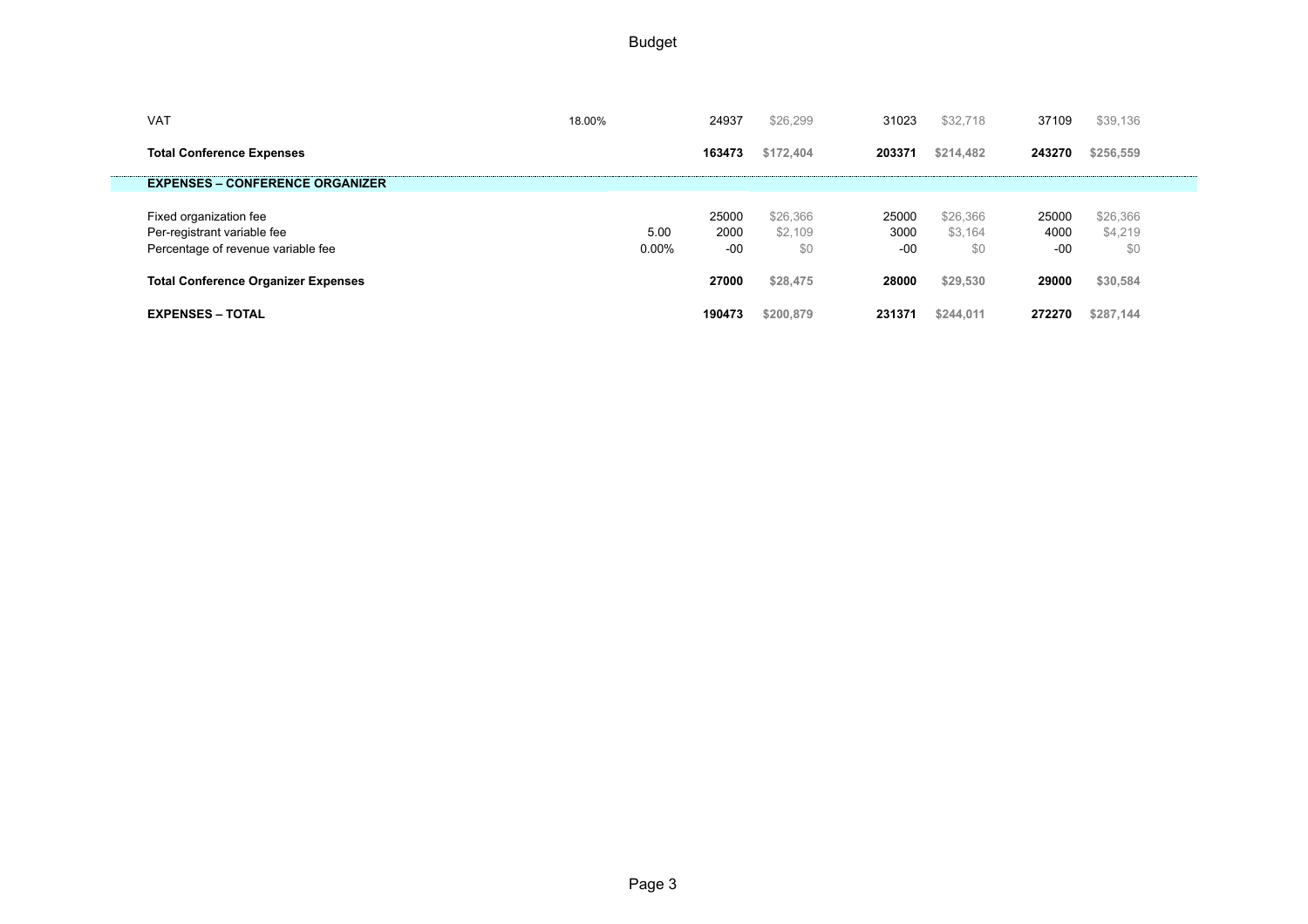| | | | | | | | | |
|---|---|---|---|---|---|---|---|---|
| VAT | 18.00% | | 24937 | $26,299 | 31023 | $32,718 | 37109 | $39,136 |
| **Total Conference Expenses** | | | **163473** | **$172,404** | **203371** | **$214,482** | **243270** | **$256,559** |
| **EXPENSES – CONFERENCE ORGANIZER** | | | | | | | | |
| Fixed organization fee | | | 25000 | $26,366 | 25000 | $26,366 | 25000 | $26,366 |
| Per-registrant variable fee | | 5.00 | 2000 | $2,109 | 3000 | $3,164 | 4000 | $4,219 |
| Percentage of revenue variable fee | | 0.00% | -00 | $0 | -00 | $0 | -00 | $0 |
| **Total Conference Organizer Expenses** | | | **27000** | **$28,475** | **28000** | **$29,530** | **29000** | **$30,584** |
| **EXPENSES – TOTAL** | | | **190473** | **$200,879** | **231371** | **$244,011** | **272270** | **$287,144** |